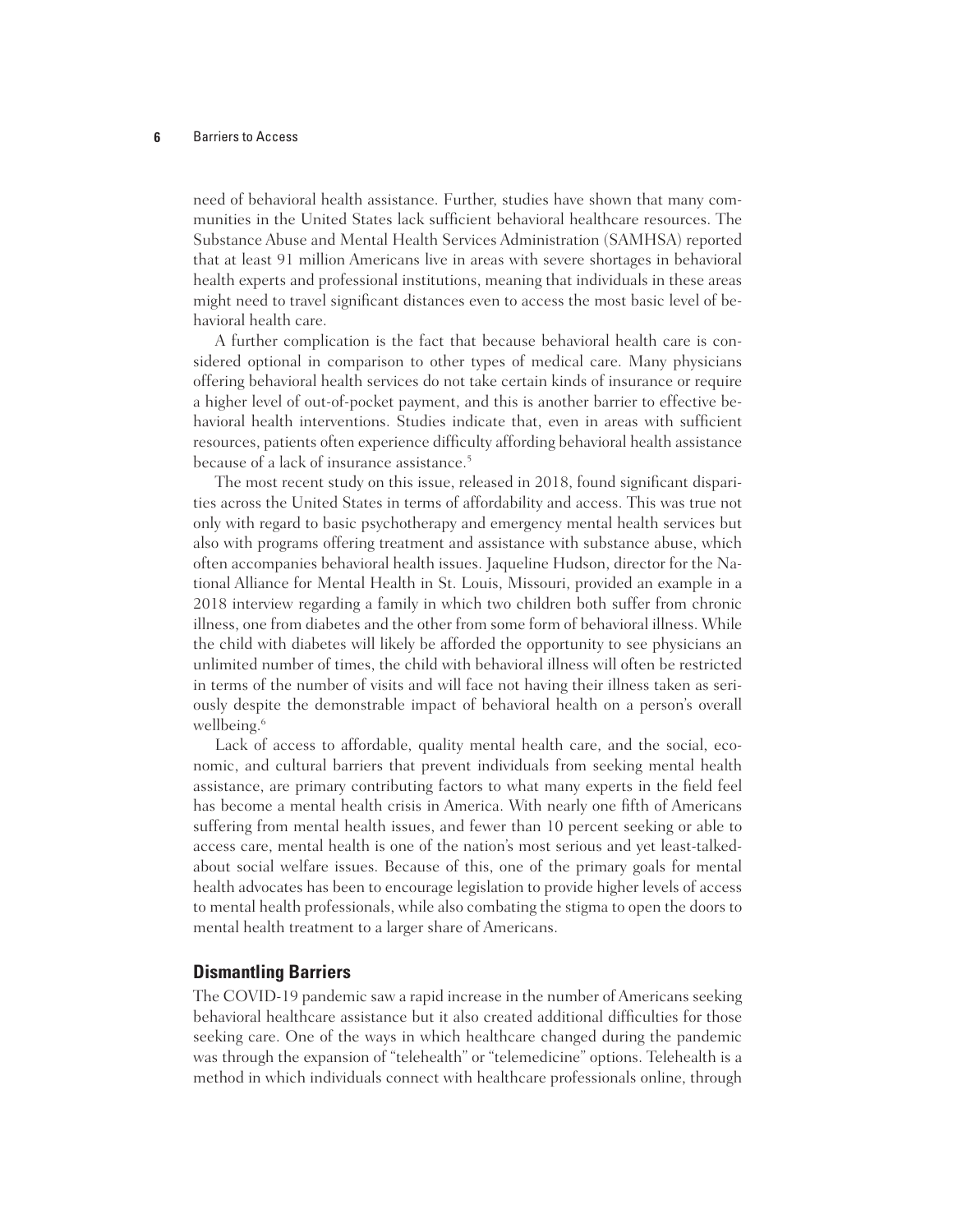need of behavioral health assistance. Further, studies have shown that many communities in the United States lack sufficient behavioral healthcare resources. The Substance Abuse and Mental Health Services Administration (SAMHSA) reported that at least 91 million Americans live in areas with severe shortages in behavioral health experts and professional institutions, meaning that individuals in these areas might need to travel significant distances even to access the most basic level of behavioral health care.

A further complication is the fact that because behavioral health care is considered optional in comparison to other types of medical care. Many physicians offering behavioral health services do not take certain kinds of insurance or require a higher level of out-of-pocket payment, and this is another barrier to effective behavioral health interventions. Studies indicate that, even in areas with sufficient resources, patients often experience difficulty affording behavioral health assistance because of a lack of insurance assistance.[5]

The most recent study on this issue, released in 2018, found significant disparities across the United States in terms of affordability and access. This was true not only with regard to basic psychotherapy and emergency mental health services but also with programs offering treatment and assistance with substance abuse, which often accompanies behavioral health issues. Jaqueline Hudson, director for the National Alliance for Mental Health in St. Louis, Missouri, provided an example in a 2018 interview regarding a family in which two children both suffer from chronic illness, one from diabetes and the other from some form of behavioral illness. While the child with diabetes will likely be afforded the opportunity to see physicians an unlimited number of times, the child with behavioral illness will often be restricted in terms of the number of visits and will face not having their illness taken as seriously despite the demonstrable impact of behavioral health on a person's overall wellbeing.[6]

Lack of access to affordable, quality mental health care, and the social, economic, and cultural barriers that prevent individuals from seeking mental health assistance, are primary contributing factors to what many experts in the field feel has become a mental health crisis in America. With nearly one fifth of Americans suffering from mental health issues, and fewer than 10 percent seeking or able to access care, mental health is one of the nation's most serious and yet least-talked-about social welfare issues. Because of this, one of the primary goals for mental health advocates has been to encourage legislation to provide higher levels of access to mental health professionals, while also combating the stigma to open the doors to mental health treatment to a larger share of Americans.

## Dismantling Barriers

The COVID-19 pandemic saw a rapid increase in the number of Americans seeking behavioral healthcare assistance but it also created additional difficulties for those seeking care. One of the ways in which healthcare changed during the pandemic was through the expansion of "telehealth" or "telemedicine" options. Telehealth is a method in which individuals connect with healthcare professionals online, through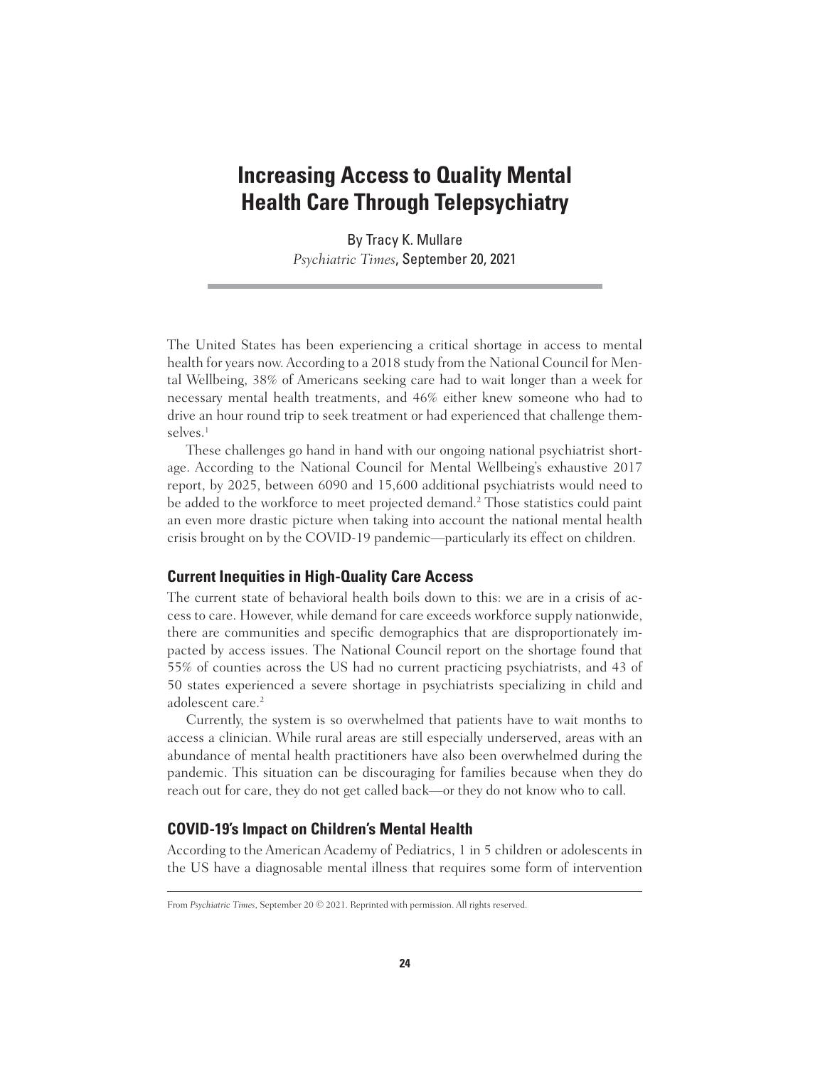# Increasing Access to Quality Mental Health Care Through Telepsychiatry

By Tracy K. Mullare
*Psychiatric Times*, September 20, 2021

The United States has been experiencing a critical shortage in access to mental health for years now. According to a 2018 study from the National Council for Mental Wellbeing, 38% of Americans seeking care had to wait longer than a week for necessary mental health treatments, and 46% either knew someone who had to drive an hour round trip to seek treatment or had experienced that challenge themselves.[1]

These challenges go hand in hand with our ongoing national psychiatrist shortage. According to the National Council for Mental Wellbeing's exhaustive 2017 report, by 2025, between 6090 and 15,600 additional psychiatrists would need to be added to the workforce to meet projected demand.[2] Those statistics could paint an even more drastic picture when taking into account the national mental health crisis brought on by the COVID-19 pandemic—particularly its effect on children.

## Current Inequities in High-Quality Care Access

The current state of behavioral health boils down to this: we are in a crisis of access to care. However, while demand for care exceeds workforce supply nationwide, there are communities and specific demographics that are disproportionately impacted by access issues. The National Council report on the shortage found that 55% of counties across the US had no current practicing psychiatrists, and 43 of 50 states experienced a severe shortage in psychiatrists specializing in child and adolescent care.[2]

Currently, the system is so overwhelmed that patients have to wait months to access a clinician. While rural areas are still especially underserved, areas with an abundance of mental health practitioners have also been overwhelmed during the pandemic. This situation can be discouraging for families because when they do reach out for care, they do not get called back—or they do not know who to call.

## COVID-19's Impact on Children's Mental Health

According to the American Academy of Pediatrics, 1 in 5 children or adolescents in the US have a diagnosable mental illness that requires some form of intervention

From *Psychiatric Times*, September 20 © 2021. Reprinted with permission. All rights reserved.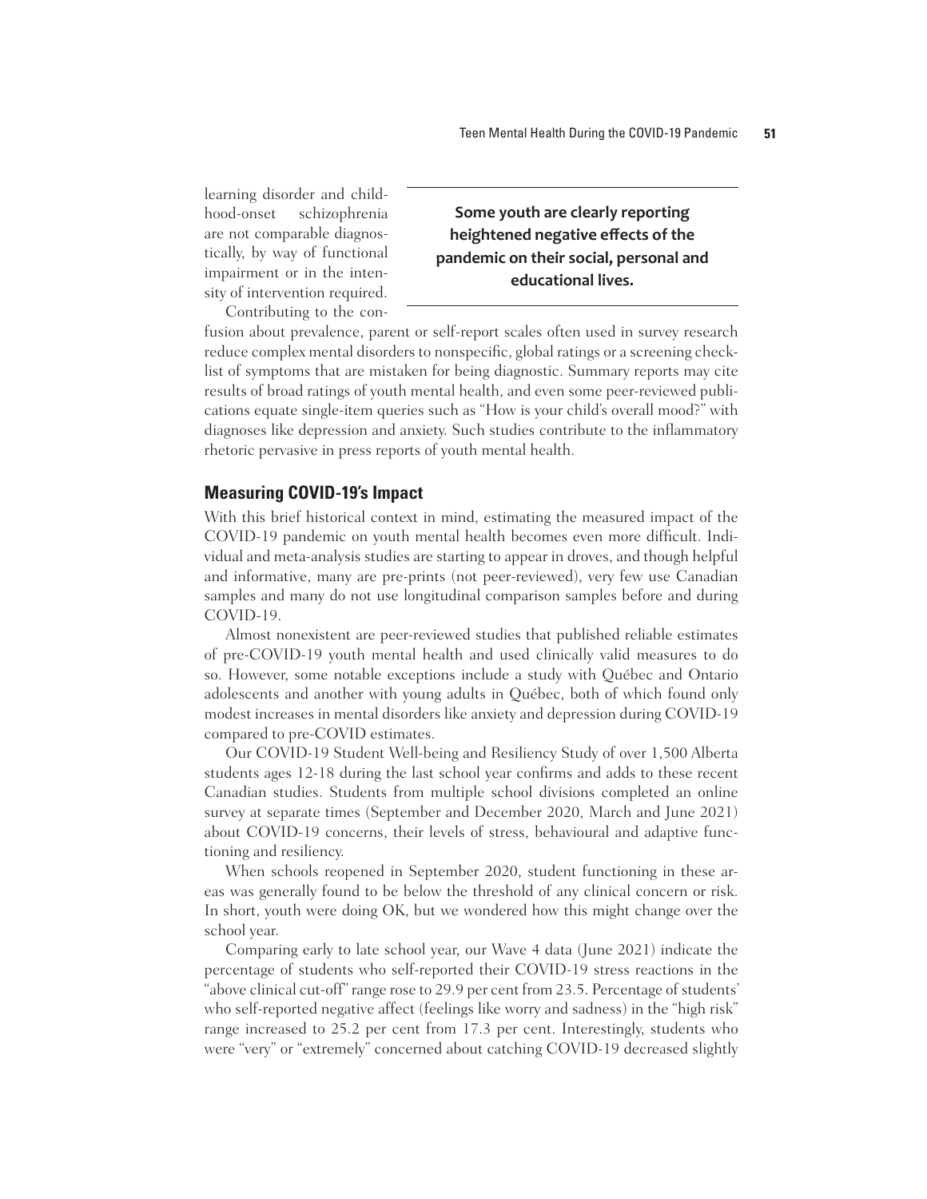learning disorder and childhood-onset schizophrenia are not comparable diagnostically, by way of functional impairment or in the intensity of intervention required.

> **Some youth are clearly reporting heightened negative effects of the pandemic on their social, personal and educational lives.**

Contributing to the confusion about prevalence, parent or self-report scales often used in survey research reduce complex mental disorders to nonspecific, global ratings or a screening checklist of symptoms that are mistaken for being diagnostic. Summary reports may cite results of broad ratings of youth mental health, and even some peer-reviewed publications equate single-item queries such as "How is your child's overall mood?" with diagnoses like depression and anxiety. Such studies contribute to the inflammatory rhetoric pervasive in press reports of youth mental health.

## Measuring COVID-19's Impact

With this brief historical context in mind, estimating the measured impact of the COVID-19 pandemic on youth mental health becomes even more difficult. Individual and meta-analysis studies are starting to appear in droves, and though helpful and informative, many are pre-prints (not peer-reviewed), very few use Canadian samples and many do not use longitudinal comparison samples before and during COVID-19.

Almost nonexistent are peer-reviewed studies that published reliable estimates of pre-COVID-19 youth mental health and used clinically valid measures to do so. However, some notable exceptions include a study with Québec and Ontario adolescents and another with young adults in Québec, both of which found only modest increases in mental disorders like anxiety and depression during COVID-19 compared to pre-COVID estimates.

Our COVID-19 Student Well-being and Resiliency Study of over 1,500 Alberta students ages 12-18 during the last school year confirms and adds to these recent Canadian studies. Students from multiple school divisions completed an online survey at separate times (September and December 2020, March and June 2021) about COVID-19 concerns, their levels of stress, behavioural and adaptive functioning and resiliency.

When schools reopened in September 2020, student functioning in these areas was generally found to be below the threshold of any clinical concern or risk. In short, youth were doing OK, but we wondered how this might change over the school year.

Comparing early to late school year, our Wave 4 data (June 2021) indicate the percentage of students who self-reported their COVID-19 stress reactions in the "above clinical cut-off" range rose to 29.9 per cent from 23.5. Percentage of students' who self-reported negative affect (feelings like worry and sadness) in the "high risk" range increased to 25.2 per cent from 17.3 per cent. Interestingly, students who were "very" or "extremely" concerned about catching COVID-19 decreased slightly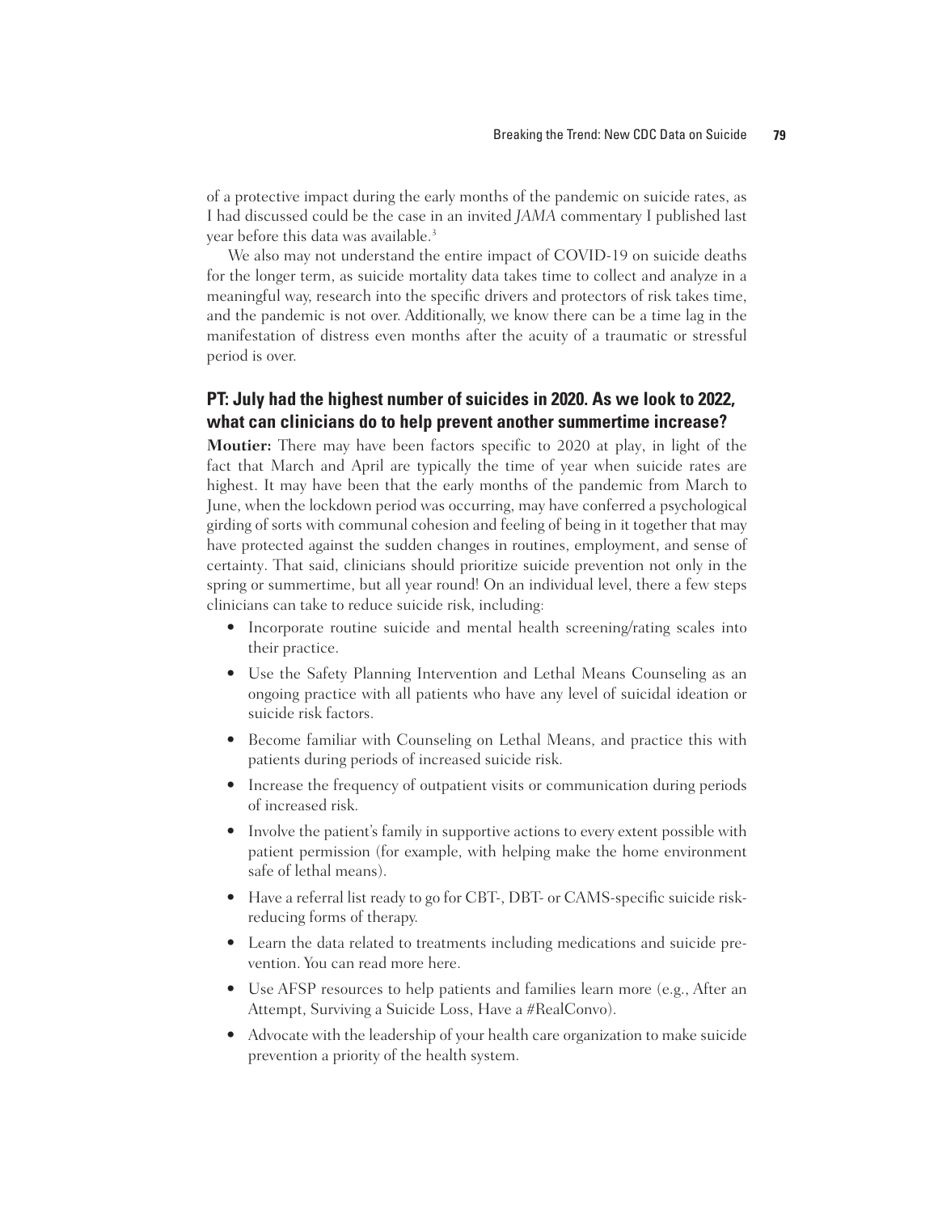of a protective impact during the early months of the pandemic on suicide rates, as I had discussed could be the case in an invited *JAMA* commentary I published last year before this data was available.[3]

We also may not understand the entire impact of COVID-19 on suicide deaths for the longer term, as suicide mortality data takes time to collect and analyze in a meaningful way, research into the specific drivers and protectors of risk takes time, and the pandemic is not over. Additionally, we know there can be a time lag in the manifestation of distress even months after the acuity of a traumatic or stressful period is over.

## PT: July had the highest number of suicides in 2020. As we look to 2022, what can clinicians do to help prevent another summertime increase?

**Moutier:** There may have been factors specific to 2020 at play, in light of the fact that March and April are typically the time of year when suicide rates are highest. It may have been that the early months of the pandemic from March to June, when the lockdown period was occurring, may have conferred a psychological girding of sorts with communal cohesion and feeling of being in it together that may have protected against the sudden changes in routines, employment, and sense of certainty. That said, clinicians should prioritize suicide prevention not only in the spring or summertime, but all year round! On an individual level, there a few steps clinicians can take to reduce suicide risk, including:

- Incorporate routine suicide and mental health screening/rating scales into their practice.
- Use the Safety Planning Intervention and Lethal Means Counseling as an ongoing practice with all patients who have any level of suicidal ideation or suicide risk factors.
- Become familiar with Counseling on Lethal Means, and practice this with patients during periods of increased suicide risk.
- Increase the frequency of outpatient visits or communication during periods of increased risk.
- Involve the patient's family in supportive actions to every extent possible with patient permission (for example, with helping make the home environment safe of lethal means).
- Have a referral list ready to go for CBT-, DBT- or CAMS-specific suicide risk-reducing forms of therapy.
- Learn the data related to treatments including medications and suicide prevention. You can read more here.
- Use AFSP resources to help patients and families learn more (e.g., After an Attempt, Surviving a Suicide Loss, Have a #RealConvo).
- Advocate with the leadership of your health care organization to make suicide prevention a priority of the health system.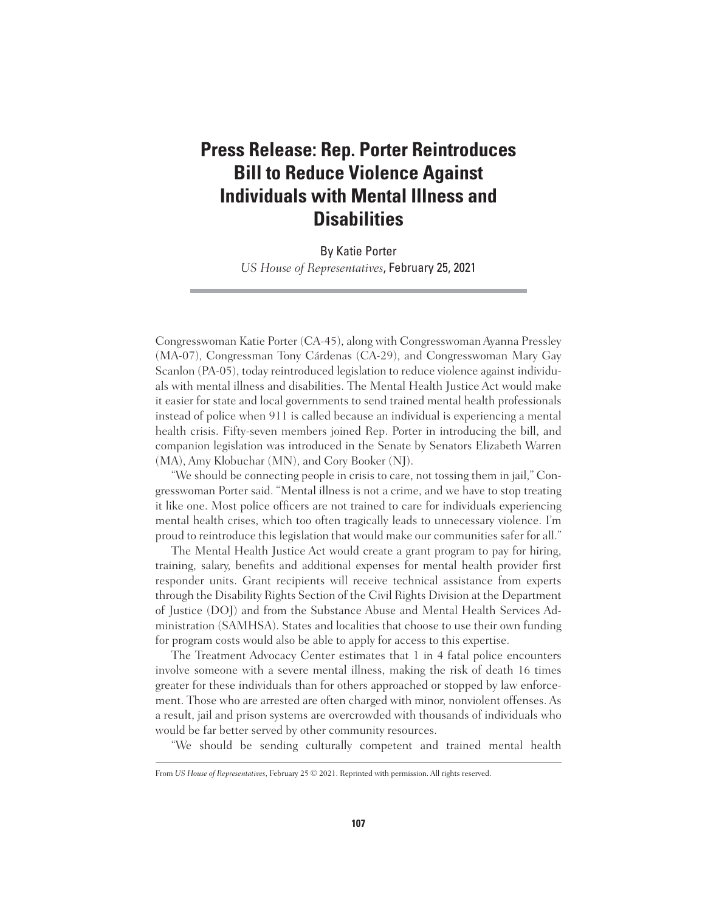# Press Release: Rep. Porter Reintroduces Bill to Reduce Violence Against Individuals with Mental Illness and Disabilities

By Katie Porter

*US House of Representatives*, February 25, 2021

Congresswoman Katie Porter (CA-45), along with Congresswoman Ayanna Pressley (MA-07), Congressman Tony Cárdenas (CA-29), and Congresswoman Mary Gay Scanlon (PA-05), today reintroduced legislation to reduce violence against individuals with mental illness and disabilities. The Mental Health Justice Act would make it easier for state and local governments to send trained mental health professionals instead of police when 911 is called because an individual is experiencing a mental health crisis. Fifty-seven members joined Rep. Porter in introducing the bill, and companion legislation was introduced in the Senate by Senators Elizabeth Warren (MA), Amy Klobuchar (MN), and Cory Booker (NJ).

"We should be connecting people in crisis to care, not tossing them in jail," Congresswoman Porter said. "Mental illness is not a crime, and we have to stop treating it like one. Most police officers are not trained to care for individuals experiencing mental health crises, which too often tragically leads to unnecessary violence. I'm proud to reintroduce this legislation that would make our communities safer for all."

The Mental Health Justice Act would create a grant program to pay for hiring, training, salary, benefits and additional expenses for mental health provider first responder units. Grant recipients will receive technical assistance from experts through the Disability Rights Section of the Civil Rights Division at the Department of Justice (DOJ) and from the Substance Abuse and Mental Health Services Administration (SAMHSA). States and localities that choose to use their own funding for program costs would also be able to apply for access to this expertise.

The Treatment Advocacy Center estimates that 1 in 4 fatal police encounters involve someone with a severe mental illness, making the risk of death 16 times greater for these individuals than for others approached or stopped by law enforcement. Those who are arrested are often charged with minor, nonviolent offenses. As a result, jail and prison systems are overcrowded with thousands of individuals who would be far better served by other community resources.

"We should be sending culturally competent and trained mental health

From *US House of Representatives*, February 25 © 2021. Reprinted with permission. All rights reserved.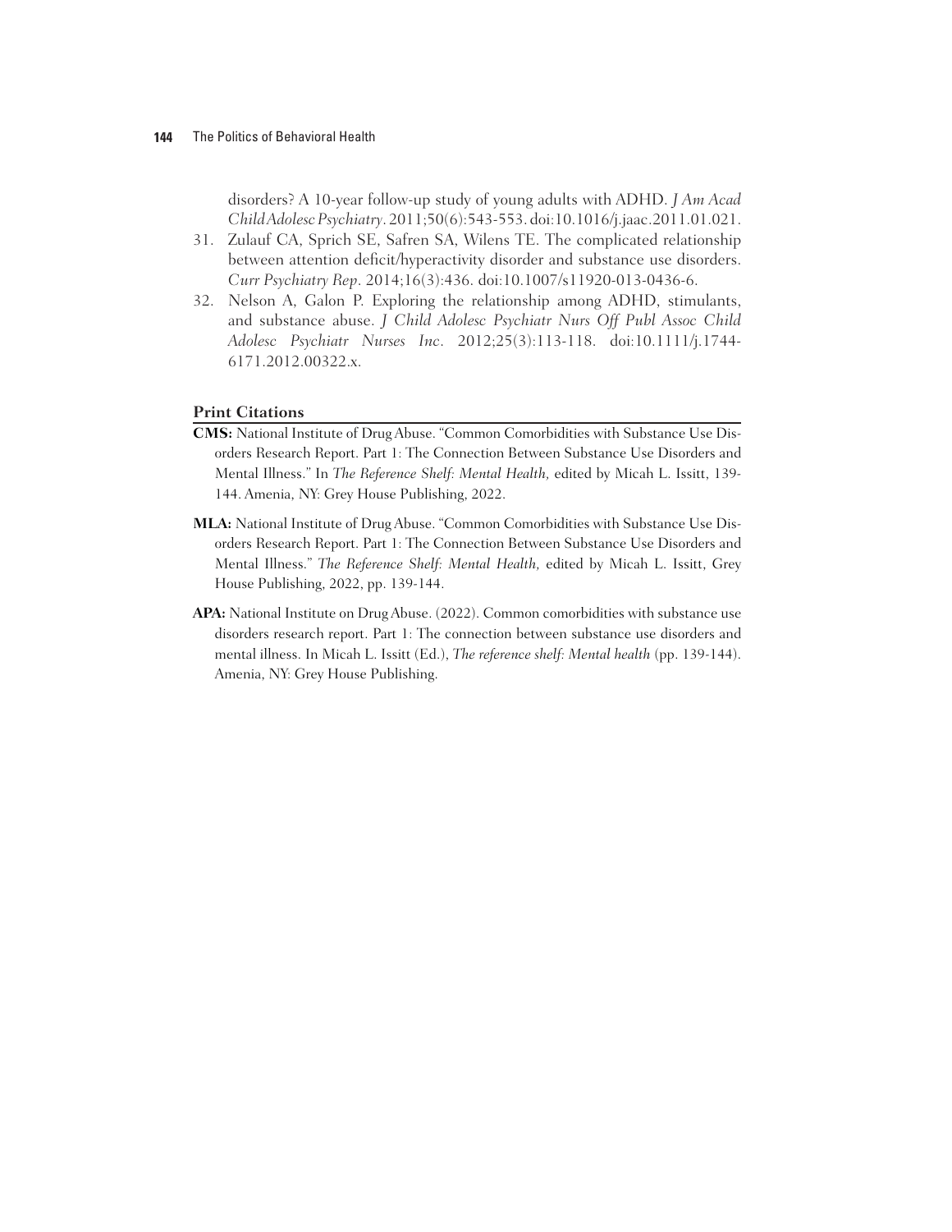disorders? A 10-year follow-up study of young adults with ADHD. *J Am Acad Child Adolesc Psychiatry*. 2011;50(6):543-553. doi:10.1016/j.jaac.2011.01.021.

31. Zulauf CA, Sprich SE, Safren SA, Wilens TE. The complicated relationship between attention deficit/hyperactivity disorder and substance use disorders. *Curr Psychiatry Rep*. 2014;16(3):436. doi:10.1007/s11920-013-0436-6.
32. Nelson A, Galon P. Exploring the relationship among ADHD, stimulants, and substance abuse. *J Child Adolesc Psychiatr Nurs Off Publ Assoc Child Adolesc Psychiatr Nurses Inc*. 2012;25(3):113-118. doi:10.1111/j.1744-6171.2012.00322.x.

### Print Citations

**CMS:** National Institute of Drug Abuse. "Common Comorbidities with Substance Use Disorders Research Report. Part 1: The Connection Between Substance Use Disorders and Mental Illness." In *The Reference Shelf: Mental Health,* edited by Micah L. Issitt, 139-144. Amenia, NY: Grey House Publishing, 2022.

**MLA:** National Institute of Drug Abuse. "Common Comorbidities with Substance Use Disorders Research Report. Part 1: The Connection Between Substance Use Disorders and Mental Illness." *The Reference Shelf: Mental Health,* edited by Micah L. Issitt, Grey House Publishing, 2022, pp. 139-144.

**APA:** National Institute on Drug Abuse. (2022). Common comorbidities with substance use disorders research report. Part 1: The connection between substance use disorders and mental illness. In Micah L. Issitt (Ed.), *The reference shelf: Mental health* (pp. 139-144). Amenia, NY: Grey House Publishing.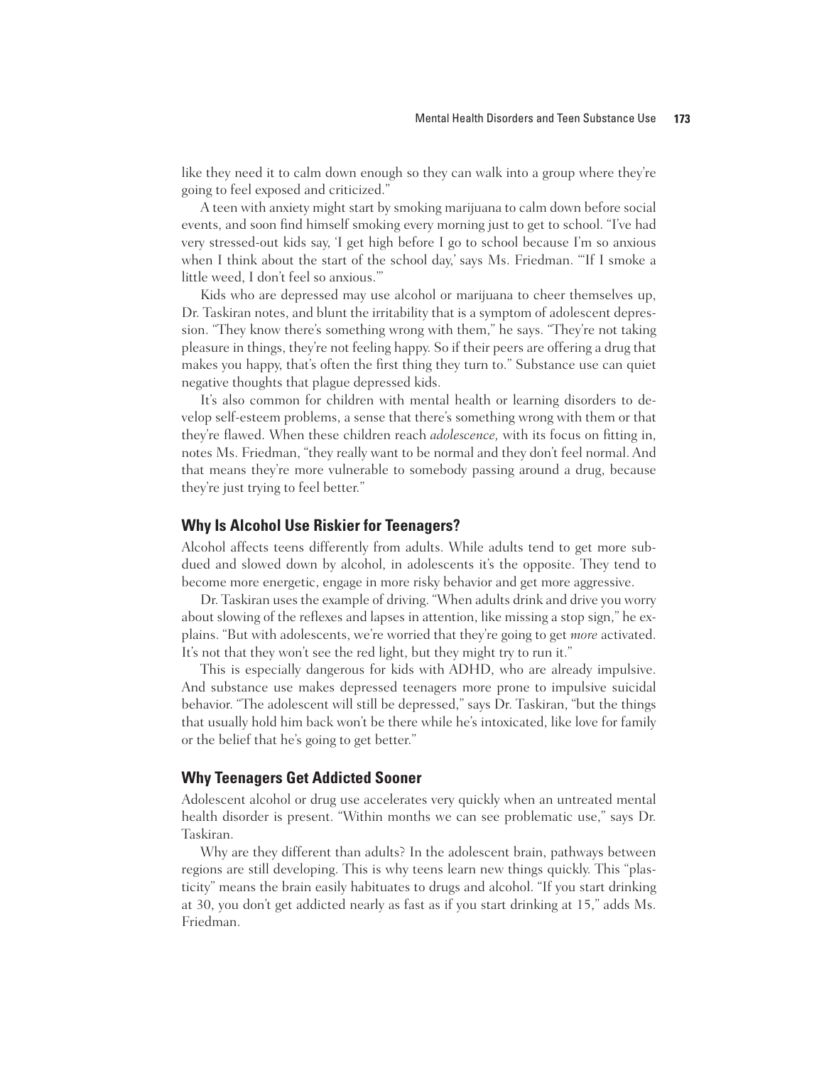like they need it to calm down enough so they can walk into a group where they're going to feel exposed and criticized."

A teen with anxiety might start by smoking marijuana to calm down before social events, and soon find himself smoking every morning just to get to school. "I've had very stressed-out kids say, 'I get high before I go to school because I'm so anxious when I think about the start of the school day,' says Ms. Friedman. "'If I smoke a little weed, I don't feel so anxious.'"

Kids who are depressed may use alcohol or marijuana to cheer themselves up, Dr. Taskiran notes, and blunt the irritability that is a symptom of adolescent depression. "They know there's something wrong with them," he says. "They're not taking pleasure in things, they're not feeling happy. So if their peers are offering a drug that makes you happy, that's often the first thing they turn to." Substance use can quiet negative thoughts that plague depressed kids.

It's also common for children with mental health or learning disorders to develop self-esteem problems, a sense that there's something wrong with them or that they're flawed. When these children reach *adolescence,* with its focus on fitting in, notes Ms. Friedman, "they really want to be normal and they don't feel normal. And that means they're more vulnerable to somebody passing around a drug, because they're just trying to feel better."

### Why Is Alcohol Use Riskier for Teenagers?

Alcohol affects teens differently from adults. While adults tend to get more subdued and slowed down by alcohol, in adolescents it's the opposite. They tend to become more energetic, engage in more risky behavior and get more aggressive.

Dr. Taskiran uses the example of driving. "When adults drink and drive you worry about slowing of the reflexes and lapses in attention, like missing a stop sign," he explains. "But with adolescents, we're worried that they're going to get *more* activated. It's not that they won't see the red light, but they might try to run it."

This is especially dangerous for kids with ADHD, who are already impulsive. And substance use makes depressed teenagers more prone to impulsive suicidal behavior. "The adolescent will still be depressed," says Dr. Taskiran, "but the things that usually hold him back won't be there while he's intoxicated, like love for family or the belief that he's going to get better."

### Why Teenagers Get Addicted Sooner

Adolescent alcohol or drug use accelerates very quickly when an untreated mental health disorder is present. "Within months we can see problematic use," says Dr. Taskiran.

Why are they different than adults? In the adolescent brain, pathways between regions are still developing. This is why teens learn new things quickly. This "plasticity" means the brain easily habituates to drugs and alcohol. "If you start drinking at 30, you don't get addicted nearly as fast as if you start drinking at 15," adds Ms. Friedman.